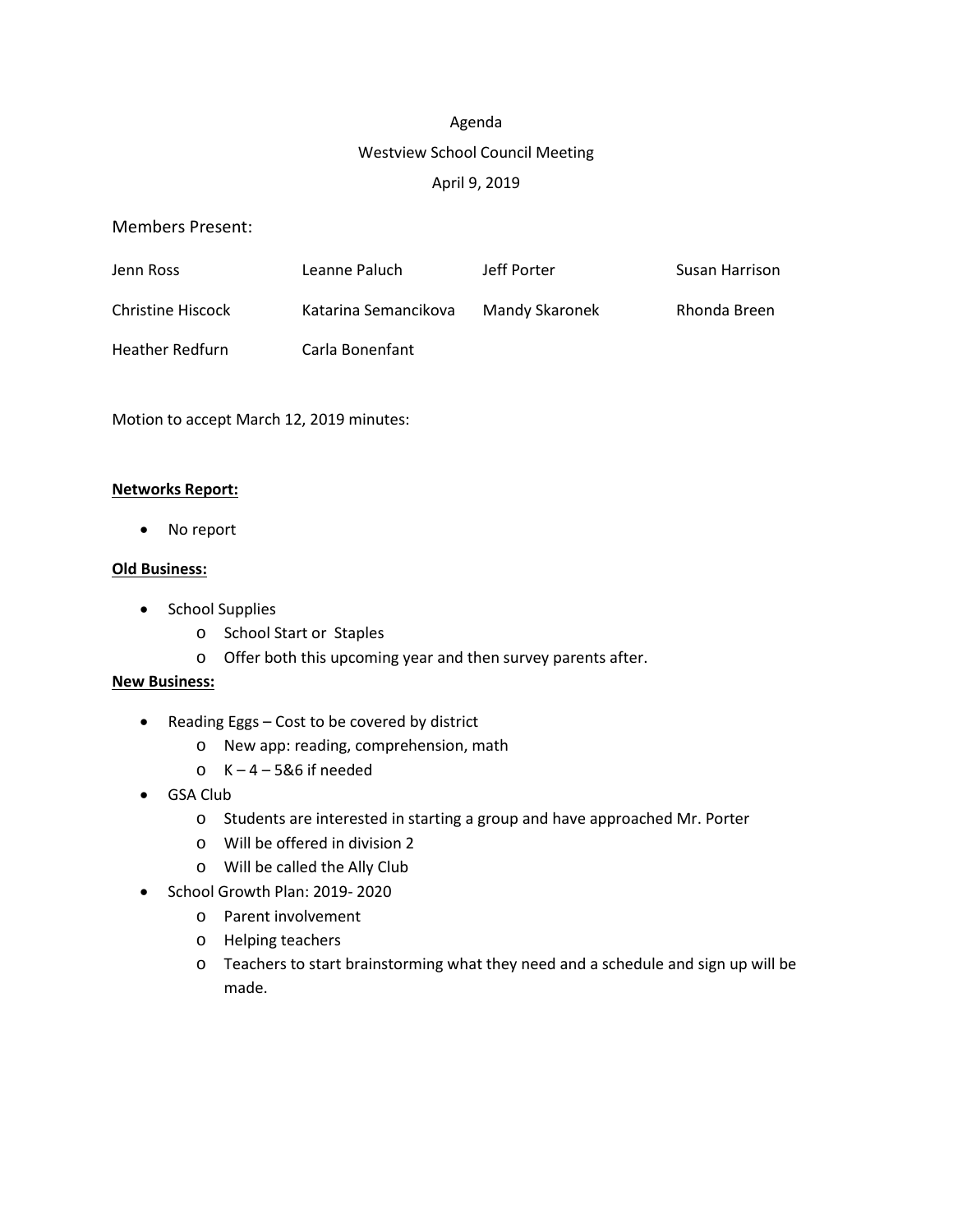Agenda

Westview School Council Meeting

April 9, 2019

Members Present:

| | | | |
|---|---|---|---|
| Jenn Ross | Leanne Paluch | Jeff Porter | Susan Harrison |
| Christine Hiscock | Katarina Semancikova | Mandy Skaronek | Rhonda Breen |
| Heather Redfurn | Carla Bonenfant | | |

Motion to accept March 12, 2019 minutes:

**Networks Report:**

- No report

**Old Business:**

- School Supplies
  - School Start or Staples
  - Offer both this upcoming year and then survey parents after.

**New Business:**

- Reading Eggs – Cost to be covered by district
  - New app: reading, comprehension, math
  - K – 4 – 5&6 if needed
- GSA Club
  - Students are interested in starting a group and have approached Mr. Porter
  - Will be offered in division 2
  - Will be called the Ally Club
- School Growth Plan: 2019- 2020
  - Parent involvement
  - Helping teachers
  - Teachers to start brainstorming what they need and a schedule and sign up will be made.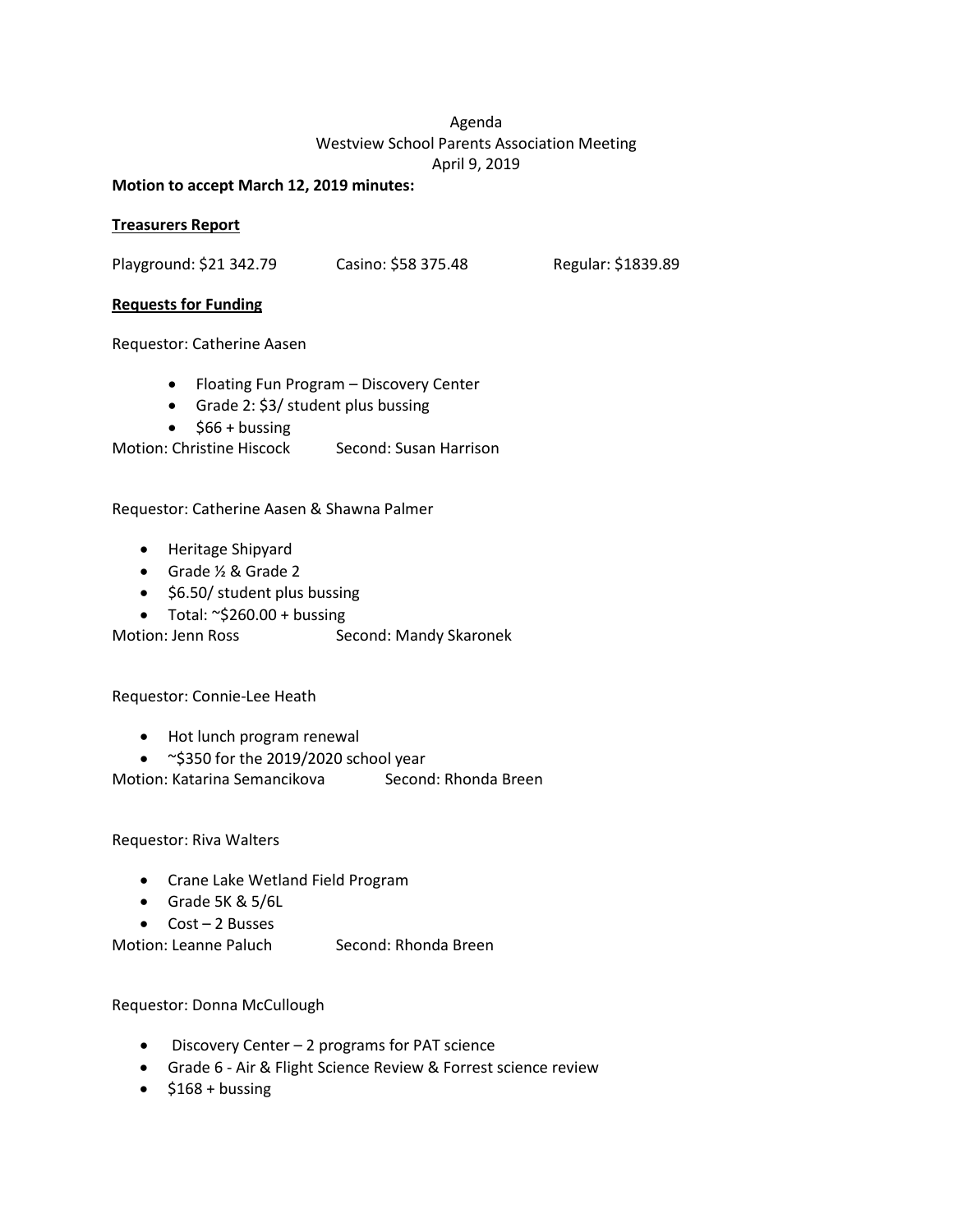Agenda
Westview School Parents Association Meeting
April 9, 2019

**Motion to accept March 12, 2019 minutes:**

**Treasurers Report**

Playground: $21 342.79 Casino: $58 375.48 Regular: $1839.89

**Requests for Funding**

Requestor: Catherine Aasen

- Floating Fun Program – Discovery Center
- Grade 2: $3/ student plus bussing
- $66 + bussing

Motion: Christine Hiscock Second: Susan Harrison

Requestor: Catherine Aasen & Shawna Palmer

- Heritage Shipyard
- Grade ½ & Grade 2
- $6.50/ student plus bussing
- Total: ~$260.00 + bussing

Motion: Jenn Ross Second: Mandy Skaronek

Requestor: Connie-Lee Heath

- Hot lunch program renewal
- ~$350 for the 2019/2020 school year

Motion: Katarina Semancikova Second: Rhonda Breen

Requestor: Riva Walters

- Crane Lake Wetland Field Program
- Grade 5K & 5/6L
- Cost – 2 Busses

Motion: Leanne Paluch Second: Rhonda Breen

Requestor: Donna McCullough

- Discovery Center – 2 programs for PAT science
- Grade 6 - Air & Flight Science Review & Forrest science review
- $168 + bussing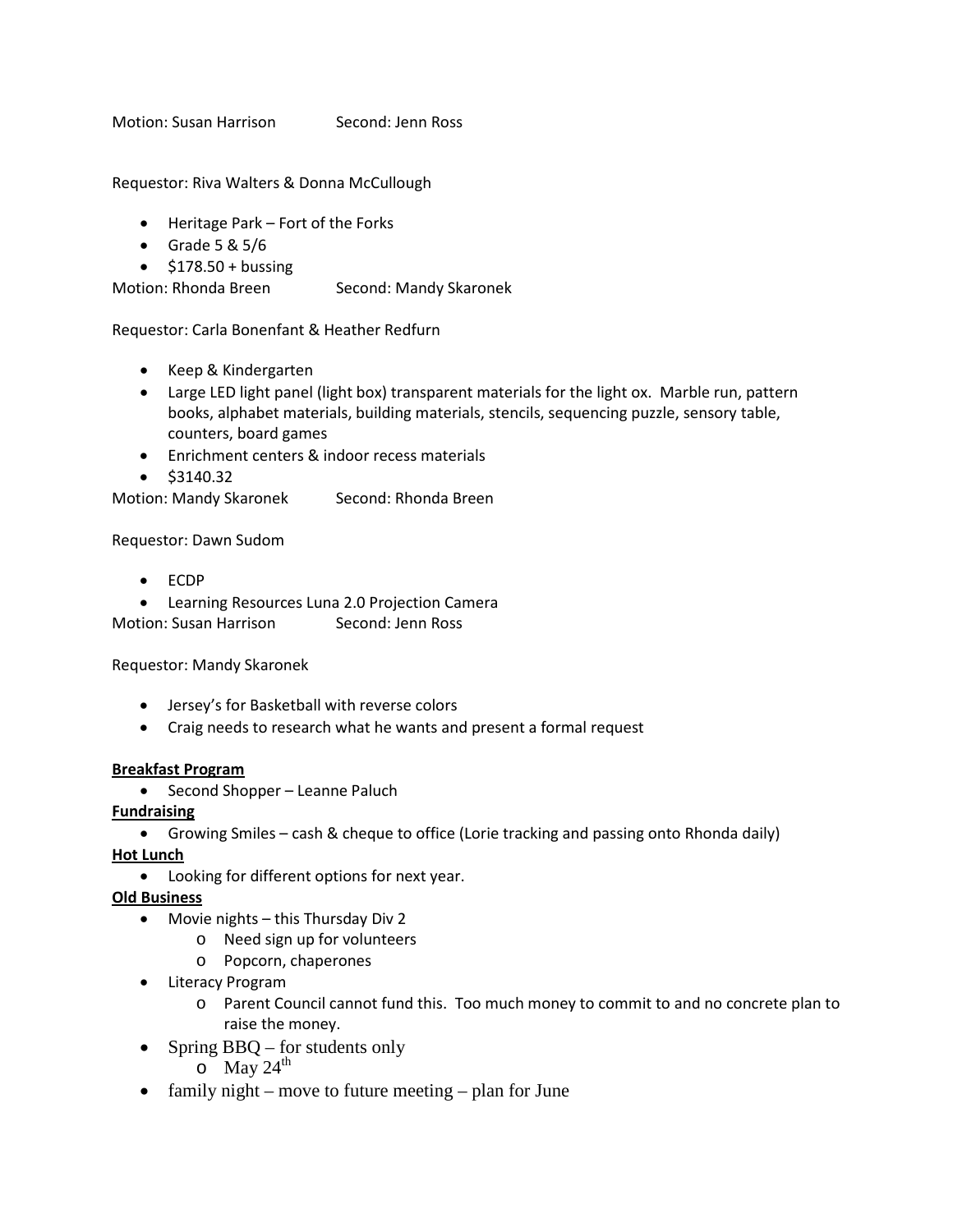Motion: Susan Harrison Second: Jenn Ross

Requestor: Riva Walters & Donna McCullough

- Heritage Park – Fort of the Forks
- Grade 5 & 5/6
- $178.50 + bussing

Motion: Rhonda Breen Second: Mandy Skaronek

Requestor: Carla Bonenfant & Heather Redfurn

- Keep & Kindergarten
- Large LED light panel (light box) transparent materials for the light ox. Marble run, pattern books, alphabet materials, building materials, stencils, sequencing puzzle, sensory table, counters, board games
- Enrichment centers & indoor recess materials
- $3140.32

Motion: Mandy Skaronek Second: Rhonda Breen

Requestor: Dawn Sudom

- ECDP
- Learning Resources Luna 2.0 Projection Camera

Motion: Susan Harrison Second: Jenn Ross

Requestor: Mandy Skaronek

- Jersey's for Basketball with reverse colors
- Craig needs to research what he wants and present a formal request

**Breakfast Program**

- Second Shopper – Leanne Paluch

**Fundraising**

- Growing Smiles – cash & cheque to office (Lorie tracking and passing onto Rhonda daily)

**Hot Lunch**

- Looking for different options for next year.

**Old Business**

- Movie nights – this Thursday Div 2
    - Need sign up for volunteers
    - Popcorn, chaperones
- Literacy Program
    - Parent Council cannot fund this. Too much money to commit to and no concrete plan to raise the money.
- Spring BBQ – for students only
    - May 24th
- family night – move to future meeting – plan for June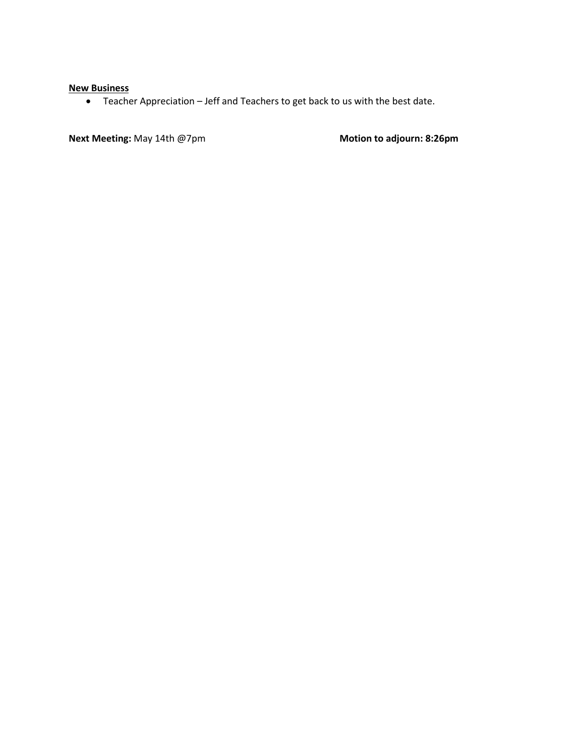**New Business**

- Teacher Appreciation – Jeff and Teachers to get back to us with the best date.

**Next Meeting:** May 14th @7pm

**Motion to adjourn: 8:26pm**